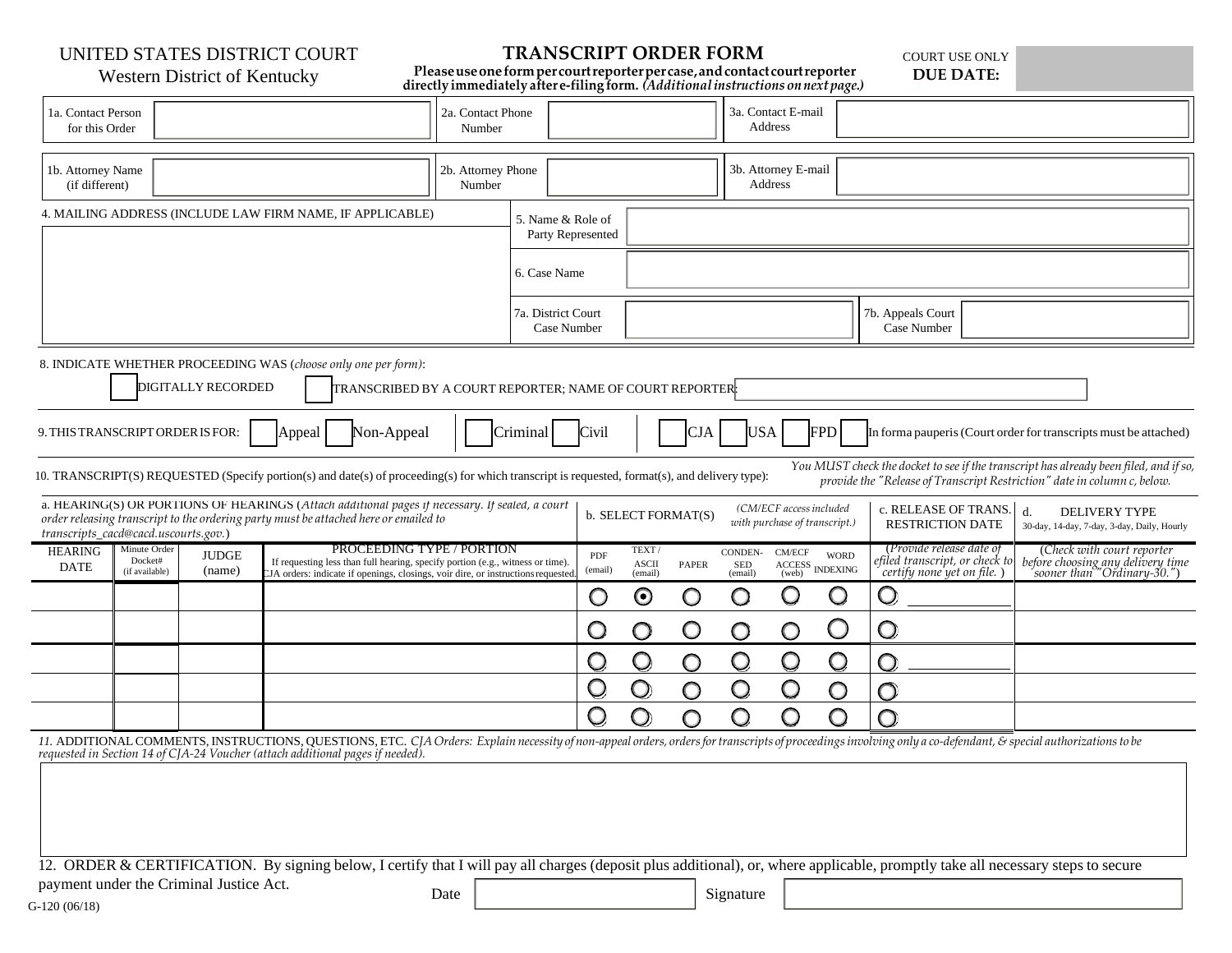UNITED STATES DISTRICT COURT
Western District of Kentucky

# TRANSCRIPT ORDER FORM

**Please use one form per court reporter per case, and contact court reporter directly immediately after e-filing form.** *(Additional instructions on next page.)*

COURT USE ONLY
**DUE DATE:**

| 1a. Contact Person for this Order | | 2a. Contact Phone Number | | 3a. Contact E-mail Address | |
|---|---|---|---|---|---|
| 1b. Attorney Name (if different) | | 2b. Attorney Phone Number | | 3b. Attorney E-mail Address | |

4. MAILING ADDRESS (INCLUDE LAW FIRM NAME, IF APPLICABLE)

5. Name & Role of Party Represented

6. Case Name

7a. District Court Case Number

7b. Appeals Court Case Number

8. INDICATE WHETHER PROCEEDING WAS (*choose only one per form*):

☐ DIGITALLY RECORDED ☐ TRANSCRIBED BY A COURT REPORTER; NAME OF COURT REPORTER:

9. THIS TRANSCRIPT ORDER IS FOR: ☐ Appeal ☐ Non-Appeal ☐ Criminal ☐ Civil ☐ CJA ☐ USA ☐ FPD ☐ In forma pauperis (Court order for transcripts must be attached)

10. TRANSCRIPT(S) REQUESTED (Specify portion(s) and date(s) of proceeding(s) for which transcript is requested, format(s), and delivery type):

*You MUST check the docket to see if the transcript has already been filed, and if so, provide the "Release of Transcript Restriction" date in column c, below.*

| a. HEARING(S) OR PORTIONS OF HEARINGS (*Attach additional pages if necessary. If sealed, a court order releasing transcript to the ordering party must be attached here or emailed to transcripts_cacd@cacd.uscourts.gov.*) | | | | b. SELECT FORMAT(S) *(CM/ECF access included with purchase of transcript.)* | | | | | | c. RELEASE OF TRANS. RESTRICTION DATE | d. DELIVERY TYPE 30-day, 14-day, 7-day, 3-day, Daily, Hourly |
|---|---|---|---|---|---|---|---|---|---|---|---|
| HEARING DATE | Minute Order Docket# (if available) | JUDGE (name) | PROCEEDING TYPE / PORTION If requesting less than full hearing, specify portion (e.g., witness or time). CJA orders: indicate if openings, closings, voir dire, or instructions requested. | PDF (email) | TEXT / ASCII (email) | PAPER | CONDEN-SED (email) | CM/ECF ACCESS (web) | WORD INDEXING | *(Provide release date of efiled transcript, or check to certify none yet on file.)* | *(Check with court reporter before choosing any delivery time sooner than "Ordinary-30.")* |
| | | | | ○ | ◉ | ○ | ○ | ○ | ○ | ○ | |
| | | | | ○ | ○ | ○ | ○ | ○ | ○ | ○ | |
| | | | | ○ | ○ | ○ | ○ | ○ | ○ | ○ | |
| | | | | ○ | ○ | ○ | ○ | ○ | ○ | ○ | |
| | | | | ○ | ○ | ○ | ○ | ○ | ○ | ○ | |

11. ADDITIONAL COMMENTS, INSTRUCTIONS, QUESTIONS, ETC. *CJA Orders: Explain necessity of non-appeal orders, orders for transcripts of proceedings involving only a co-defendant, & special authorizations to be requested in Section 14 of CJA-24 Voucher (attach additional pages if needed).*

12. ORDER & CERTIFICATION. By signing below, I certify that I will pay all charges (deposit plus additional), or, where applicable, promptly take all necessary steps to secure payment under the Criminal Justice Act.

Date Signature

G-120 (06/18)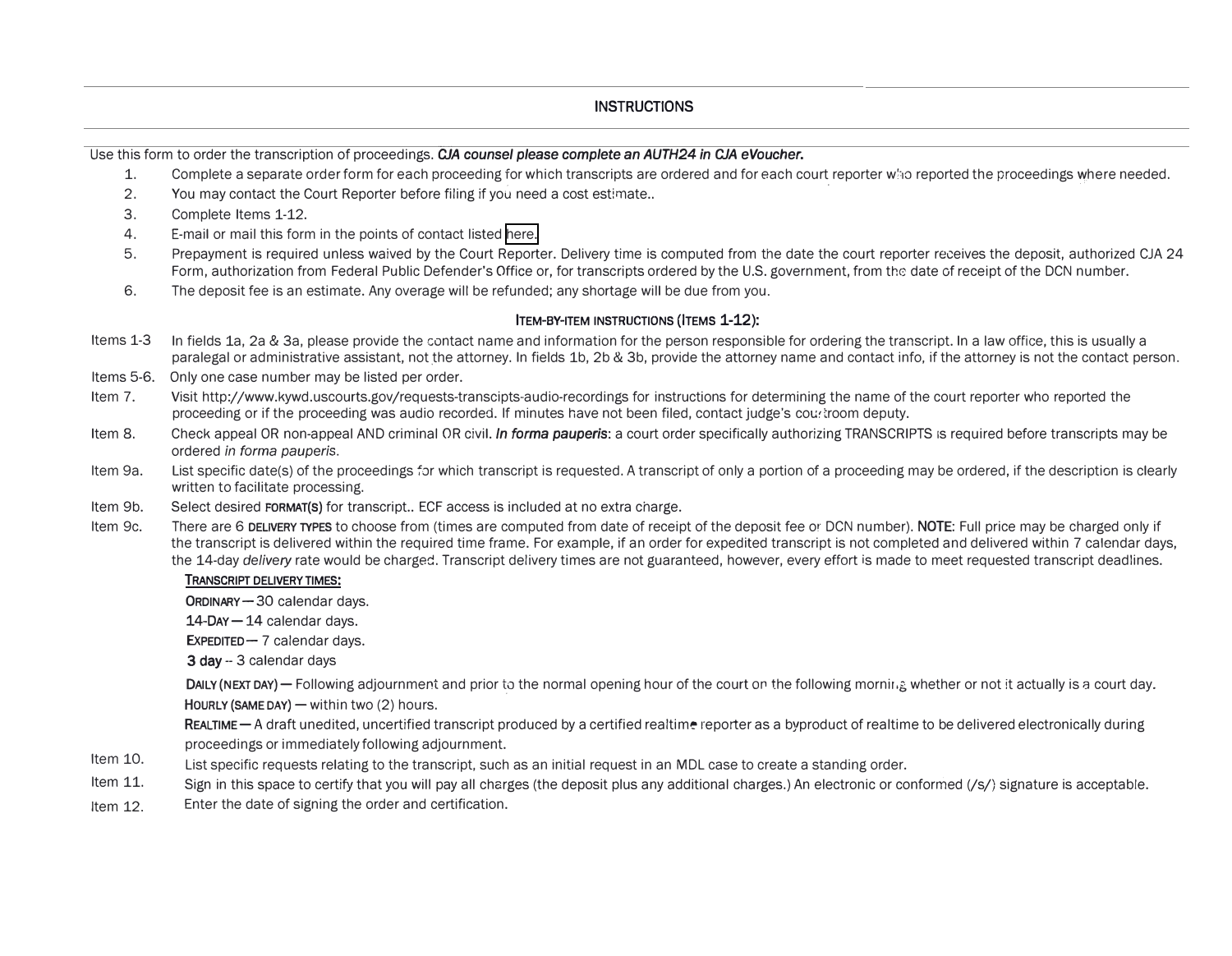## INSTRUCTIONS

Use this form to order the transcription of proceedings. ***CJA counsel please complete an AUTH24 in CJA eVoucher.***

1. Complete a separate order form for each proceeding for which transcripts are ordered and for each court reporter who reported the proceedings where needed.
2. You may contact the Court Reporter before filing if you need a cost estimate..
3. Complete Items 1-12.
4. E-mail or mail this form in the points of contact listed here.
5. Prepayment is required unless waived by the Court Reporter. Delivery time is computed from the date the court reporter receives the deposit, authorized CJA 24 Form, authorization from Federal Public Defender's Office or, for transcripts ordered by the U.S. government, from the date of receipt of the DCN number.
6. The deposit fee is an estimate. Any overage will be refunded; any shortage will be due from you.

### ITEM-BY-ITEM INSTRUCTIONS (ITEMS 1-12):

Items 1-3 In fields 1a, 2a & 3a, please provide the contact name and information for the person responsible for ordering the transcript. In a law office, this is usually a paralegal or administrative assistant, not the attorney. In fields 1b, 2b & 3b, provide the attorney name and contact info, if the attorney is not the contact person.

Items 5-6. Only one case number may be listed per order.

Item 7. Visit http://www.kywd.uscourts.gov/requests-transcipts-audio-recordings for instructions for determining the name of the court reporter who reported the proceeding or if the proceeding was audio recorded. If minutes have not been filed, contact judge's courtroom deputy.

Item 8. Check appeal OR non-appeal AND criminal OR civil. ***In forma pauperis***: a court order specifically authorizing TRANSCRIPTS is required before transcripts may be ordered *in forma pauperis*.

Item 9a. List specific date(s) of the proceedings for which transcript is requested. A transcript of only a portion of a proceeding may be ordered, if the description is clearly written to facilitate processing.

Item 9b. Select desired FORMAT(S) for transcript.. ECF access is included at no extra charge.

Item 9c. There are 6 DELIVERY TYPES to choose from (times are computed from date of receipt of the deposit fee or DCN number). **NOTE**: Full price may be charged only if the transcript is delivered within the required time frame. For example, if an order for expedited transcript is not completed and delivered within 7 calendar days, the 14-day *delivery* rate would be charged. Transcript delivery times are not guaranteed, however, every effort is made to meet requested transcript deadlines.

**TRANSCRIPT DELIVERY TIMES:**

ORDINARY — 30 calendar days.

14-DAY — 14 calendar days.

EXPEDITED — 7 calendar days.

**3 day** -- 3 calendar days

DAILY (NEXT DAY) — Following adjournment and prior to the normal opening hour of the court on the following morning whether or not it actually is a court day.

HOURLY (SAME DAY) — within two (2) hours.

REALTIME — A draft unedited, uncertified transcript produced by a certified realtime reporter as a byproduct of realtime to be delivered electronically during proceedings or immediately following adjournment.

Item 10. List specific requests relating to the transcript, such as an initial request in an MDL case to create a standing order.

Item 11. Sign in this space to certify that you will pay all charges (the deposit plus any additional charges.) An electronic or conformed (/s/) signature is acceptable.

Item 12. Enter the date of signing the order and certification.